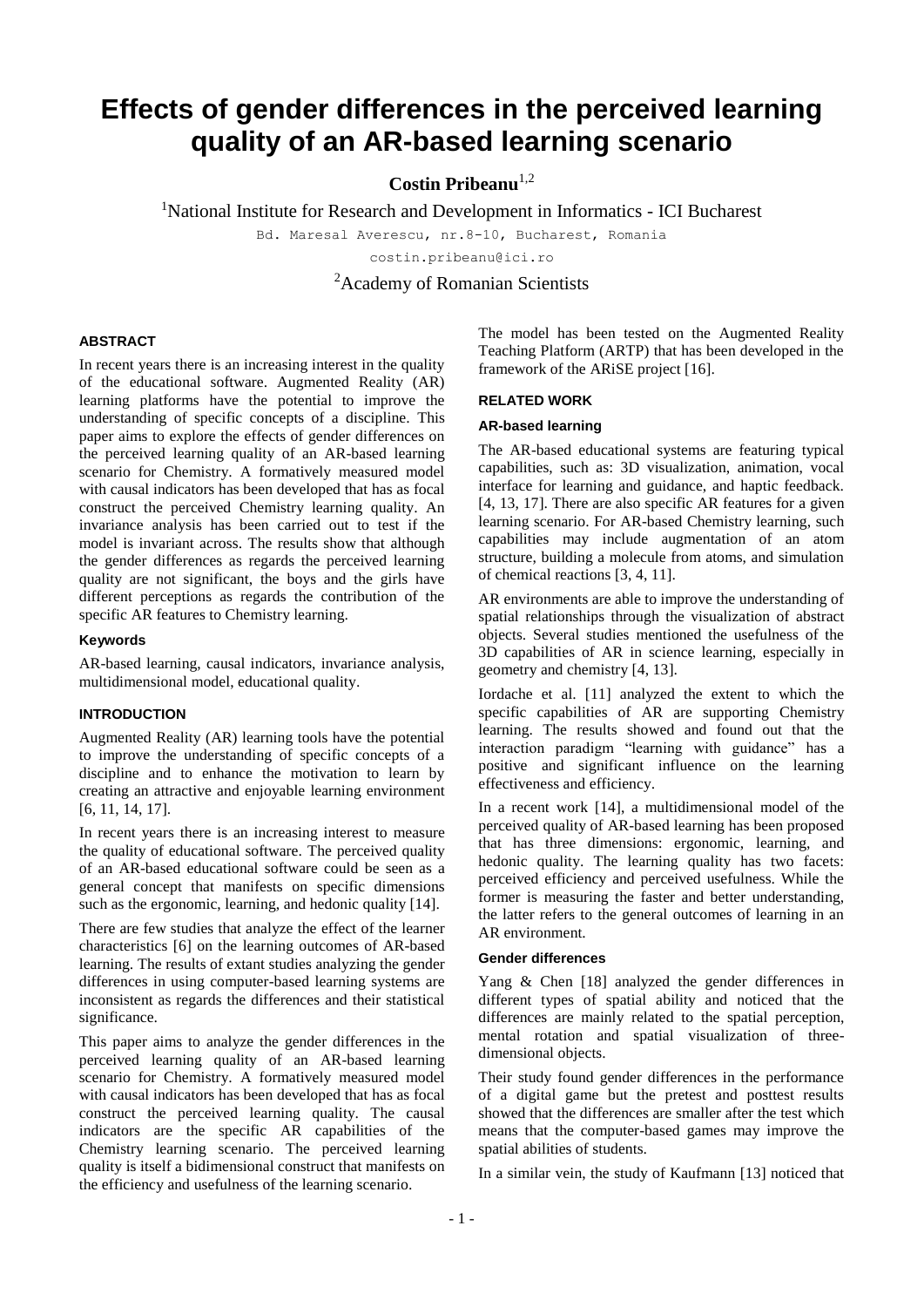# Effects of gender differences in the perceived learning quality of an AR-based learning scenario

**Costin Pribeanu**[1,2]

[1]National Institute for Research and Development in Informatics - ICI Bucharest

Bd. Maresal Averescu, nr.8-10, Bucharest, Romania

costin.pribeanu@ici.ro

[2]Academy of Romanian Scientists

### ABSTRACT

In recent years there is an increasing interest in the quality of the educational software. Augmented Reality (AR) learning platforms have the potential to improve the understanding of specific concepts of a discipline. This paper aims to explore the effects of gender differences on the perceived learning quality of an AR-based learning scenario for Chemistry. A formatively measured model with causal indicators has been developed that has as focal construct the perceived Chemistry learning quality. An invariance analysis has been carried out to test if the model is invariant across. The results show that although the gender differences as regards the perceived learning quality are not significant, the boys and the girls have different perceptions as regards the contribution of the specific AR features to Chemistry learning.

#### Keywords

AR-based learning, causal indicators, invariance analysis, multidimensional model, educational quality.

### INTRODUCTION

Augmented Reality (AR) learning tools have the potential to improve the understanding of specific concepts of a discipline and to enhance the motivation to learn by creating an attractive and enjoyable learning environment [6, 11, 14, 17].

In recent years there is an increasing interest to measure the quality of educational software. The perceived quality of an AR-based educational software could be seen as a general concept that manifests on specific dimensions such as the ergonomic, learning, and hedonic quality [14].

There are few studies that analyze the effect of the learner characteristics [6] on the learning outcomes of AR-based learning. The results of extant studies analyzing the gender differences in using computer-based learning systems are inconsistent as regards the differences and their statistical significance.

This paper aims to analyze the gender differences in the perceived learning quality of an AR-based learning scenario for Chemistry. A formatively measured model with causal indicators has been developed that has as focal construct the perceived learning quality. The causal indicators are the specific AR capabilities of the Chemistry learning scenario. The perceived learning quality is itself a bidimensional construct that manifests on the efficiency and usefulness of the learning scenario.

The model has been tested on the Augmented Reality Teaching Platform (ARTP) that has been developed in the framework of the ARiSE project [16].

### RELATED WORK

#### AR-based learning

The AR-based educational systems are featuring typical capabilities, such as: 3D visualization, animation, vocal interface for learning and guidance, and haptic feedback. [4, 13, 17]. There are also specific AR features for a given learning scenario. For AR-based Chemistry learning, such capabilities may include augmentation of an atom structure, building a molecule from atoms, and simulation of chemical reactions [3, 4, 11].

AR environments are able to improve the understanding of spatial relationships through the visualization of abstract objects. Several studies mentioned the usefulness of the 3D capabilities of AR in science learning, especially in geometry and chemistry [4, 13].

Iordache et al. [11] analyzed the extent to which the specific capabilities of AR are supporting Chemistry learning. The results showed and found out that the interaction paradigm "learning with guidance" has a positive and significant influence on the learning effectiveness and efficiency.

In a recent work [14], a multidimensional model of the perceived quality of AR-based learning has been proposed that has three dimensions: ergonomic, learning, and hedonic quality. The learning quality has two facets: perceived efficiency and perceived usefulness. While the former is measuring the faster and better understanding, the latter refers to the general outcomes of learning in an AR environment.

#### Gender differences

Yang & Chen [18] analyzed the gender differences in different types of spatial ability and noticed that the differences are mainly related to the spatial perception, mental rotation and spatial visualization of three-dimensional objects.

Their study found gender differences in the performance of a digital game but the pretest and posttest results showed that the differences are smaller after the test which means that the computer-based games may improve the spatial abilities of students.

In a similar vein, the study of Kaufmann [13] noticed that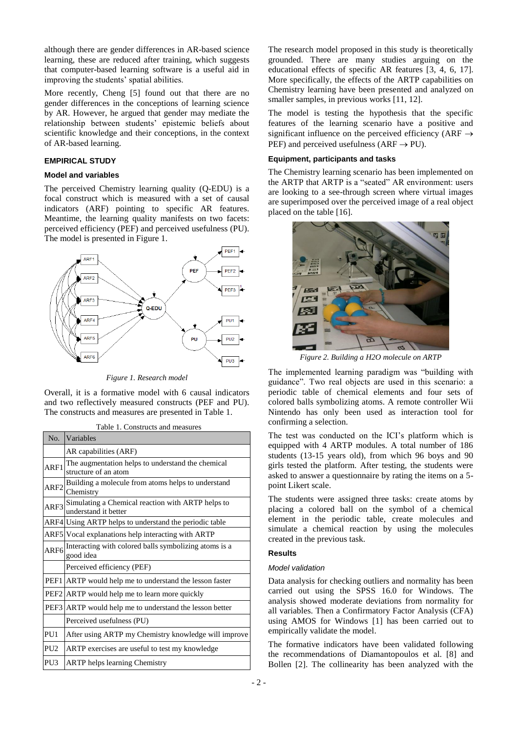although there are gender differences in AR-based science learning, these are reduced after training, which suggests that computer-based learning software is a useful aid in improving the students' spatial abilities.

More recently, Cheng [5] found out that there are no gender differences in the conceptions of learning science by AR. However, he argued that gender may mediate the relationship between students' epistemic beliefs about scientific knowledge and their conceptions, in the context of AR-based learning.

## EMPIRICAL STUDY

### Model and variables

The perceived Chemistry learning quality (Q-EDU) is a focal construct which is measured with a set of causal indicators (ARF) pointing to specific AR features. Meantime, the learning quality manifests on two facets: perceived efficiency (PEF) and perceived usefulness (PU). The model is presented in Figure 1.

*Figure 1. Research model*

Overall, it is a formative model with 6 causal indicators and two reflectively measured constructs (PEF and PU). The constructs and measures are presented in Table 1.

Table 1. Constructs and measures

| No. | Variables |
|---|---|
| | AR capabilities (ARF) |
| ARF1 | The augmentation helps to understand the chemical structure of an atom |
| ARF2 | Building a molecule from atoms helps to understand Chemistry |
| ARF3 | Simulating a Chemical reaction with ARTP helps to understand it better |
| ARF4 | Using ARTP helps to understand the periodic table |
| ARF5 | Vocal explanations help interacting with ARTP |
| ARF6 | Interacting with colored balls symbolizing atoms is a good idea |
| | Perceived efficiency (PEF) |
| PEF1 | ARTP would help me to understand the lesson faster |
| PEF2 | ARTP would help me to learn more quickly |
| PEF3 | ARTP would help me to understand the lesson better |
| | Perceived usefulness (PU) |
| PU1 | After using ARTP my Chemistry knowledge will improve |
| PU2 | ARTP exercises are useful to test my knowledge |
| PU3 | ARTP helps learning Chemistry |

The research model proposed in this study is theoretically grounded. There are many studies arguing on the educational effects of specific AR features [3, 4, 6, 17]. More specifically, the effects of the ARTP capabilities on Chemistry learning have been presented and analyzed on smaller samples, in previous works [11, 12].

The model is testing the hypothesis that the specific features of the learning scenario have a positive and significant influence on the perceived efficiency (ARF $\rightarrow$ PEF) and perceived usefulness (ARF $\rightarrow$ PU).

### Equipment, participants and tasks

The Chemistry learning scenario has been implemented on the ARTP that ARTP is a "seated" AR environment: users are looking to a see-through screen where virtual images are superimposed over the perceived image of a real object placed on the table [16].

*Figure 2. Building a H2O molecule on ARTP*

The implemented learning paradigm was "building with guidance". Two real objects are used in this scenario: a periodic table of chemical elements and four sets of colored balls symbolizing atoms. A remote controller Wii Nintendo has only been used as interaction tool for confirming a selection.

The test was conducted on the ICI's platform which is equipped with 4 ARTP modules. A total number of 186 students (13-15 years old), from which 96 boys and 90 girls tested the platform. After testing, the students were asked to answer a questionnaire by rating the items on a 5-point Likert scale.

The students were assigned three tasks: create atoms by placing a colored ball on the symbol of a chemical element in the periodic table, create molecules and simulate a chemical reaction by using the molecules created in the previous task.

### Results

#### *Model validation*

Data analysis for checking outliers and normality has been carried out using the SPSS 16.0 for Windows. The analysis showed moderate deviations from normality for all variables. Then a Confirmatory Factor Analysis (CFA) using AMOS for Windows [1] has been carried out to empirically validate the model.

The formative indicators have been validated following the recommendations of Diamantopoulos et al. [8] and Bollen [2]. The collinearity has been analyzed with the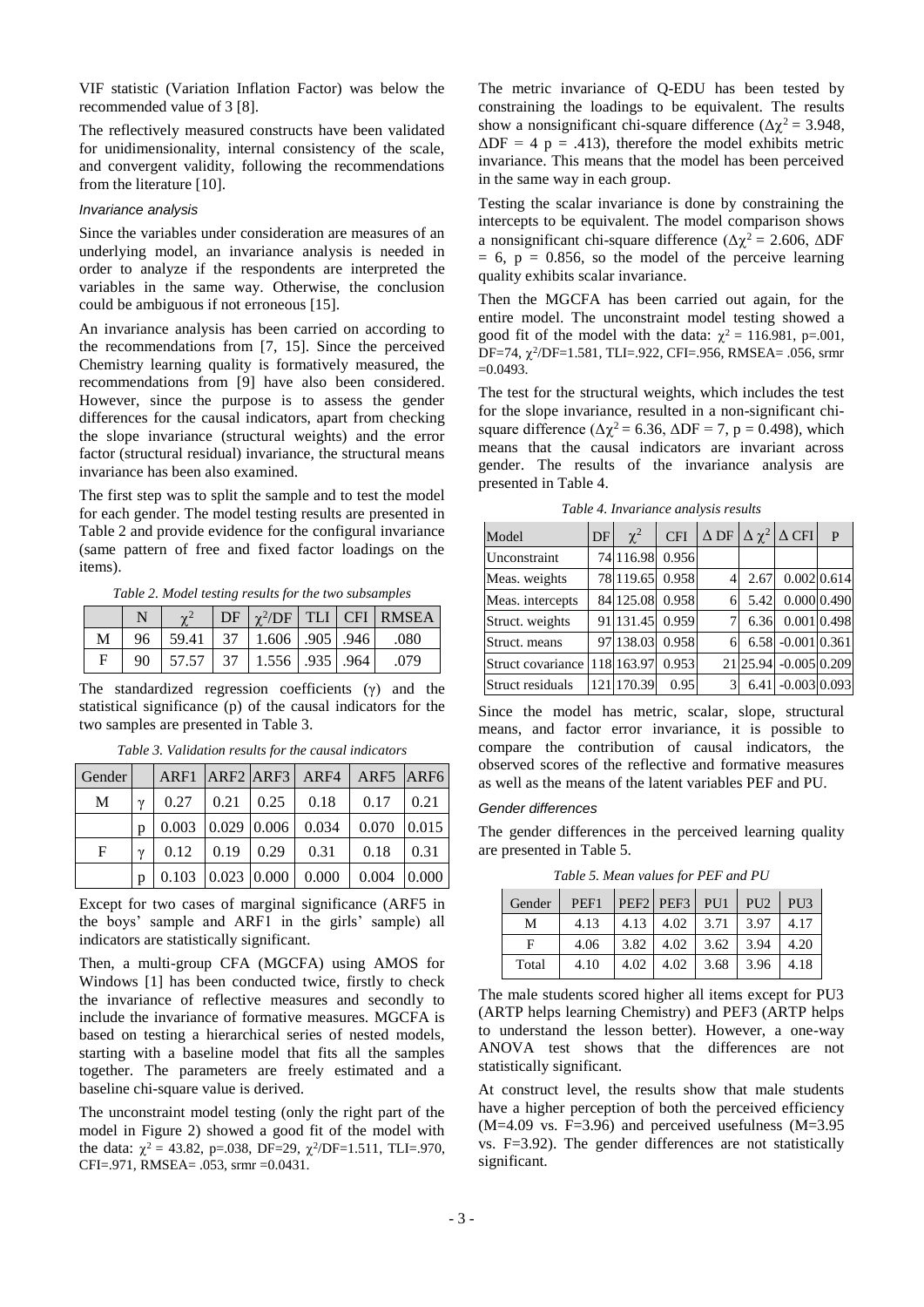VIF statistic (Variation Inflation Factor) was below the recommended value of 3 [8].

The reflectively measured constructs have been validated for unidimensionality, internal consistency of the scale, and convergent validity, following the recommendations from the literature [10].

### *Invariance analysis*

Since the variables under consideration are measures of an underlying model, an invariance analysis is needed in order to analyze if the respondents are interpreted the variables in the same way. Otherwise, the conclusion could be ambiguous if not erroneous [15].

An invariance analysis has been carried on according to the recommendations from [7, 15]. Since the perceived Chemistry learning quality is formatively measured, the recommendations from [9] have also been considered. However, since the purpose is to assess the gender differences for the causal indicators, apart from checking the slope invariance (structural weights) and the error factor (structural residual) invariance, the structural means invariance has been also examined.

The first step was to split the sample and to test the model for each gender. The model testing results are presented in Table 2 and provide evidence for the configural invariance (same pattern of free and fixed factor loadings on the items).

*Table 2. Model testing results for the two subsamples*

| | N | $\chi^2$ | DF | $\chi^2$/DF | TLI | CFI | RMSEA |
|---|---|---|---|---|---|---|---|
| M | 96 | 59.41 | 37 | 1.606 | .905 | .946 | .080 |
| F | 90 | 57.57 | 37 | 1.556 | .935 | .964 | .079 |

The standardized regression coefficients ($\gamma$) and the statistical significance (p) of the causal indicators for the two samples are presented in Table 3.

*Table 3. Validation results for the causal indicators*

| Gender | | ARF1 | ARF2 | ARF3 | ARF4 | ARF5 | ARF6 |
|---|---|---|---|---|---|---|---|
| M | $\gamma$ | 0.27 | 0.21 | 0.25 | 0.18 | 0.17 | 0.21 |
| | p | 0.003 | 0.029 | 0.006 | 0.034 | 0.070 | 0.015 |
| F | $\gamma$ | 0.12 | 0.19 | 0.29 | 0.31 | 0.18 | 0.31 |
| | p | 0.103 | 0.023 | 0.000 | 0.000 | 0.004 | 0.000 |

Except for two cases of marginal significance (ARF5 in the boys' sample and ARF1 in the girls' sample) all indicators are statistically significant.

Then, a multi-group CFA (MGCFA) using AMOS for Windows [1] has been conducted twice, firstly to check the invariance of reflective measures and secondly to include the invariance of formative measures. MGCFA is based on testing a hierarchical series of nested models, starting with a baseline model that fits all the samples together. The parameters are freely estimated and a baseline chi-square value is derived.

The unconstraint model testing (only the right part of the model in Figure 2) showed a good fit of the model with the data: $\chi^2$ = 43.82, p=.038, DF=29, $\chi^2$/DF=1.511, TLI=.970, CFI=.971, RMSEA= .053, srmr =0.0431.

The metric invariance of Q-EDU has been tested by constraining the loadings to be equivalent. The results show a nonsignificant chi-square difference ($\Delta\chi^2$ = 3.948, $\Delta$DF = 4 p = .413), therefore the model exhibits metric invariance. This means that the model has been perceived in the same way in each group.

Testing the scalar invariance is done by constraining the intercepts to be equivalent. The model comparison shows a nonsignificant chi-square difference ($\Delta\chi^2$ = 2.606, $\Delta$DF = 6, p = 0.856, so the model of the perceive learning quality exhibits scalar invariance.

Then the MGCFA has been carried out again, for the entire model. The unconstraint model testing showed a good fit of the model with the data: $\chi^2$ = 116.981, p=.001, DF=74, $\chi^2$/DF=1.581, TLI=.922, CFI=.956, RMSEA= .056, srmr =0.0493.

The test for the structural weights, which includes the test for the slope invariance, resulted in a non-significant chi-square difference ($\Delta\chi^2$ = 6.36, $\Delta$DF = 7, p = 0.498), which means that the causal indicators are invariant across gender. The results of the invariance analysis are presented in Table 4.

*Table 4. Invariance analysis results*

| Model | DF | $\chi^2$ | CFI | $\Delta$ DF | $\Delta\chi^2$ | $\Delta$ CFI | P |
|---|---|---|---|---|---|---|---|
| Unconstraint | 74 | 116.98 | 0.956 | | | | |
| Meas. weights | 78 | 119.65 | 0.958 | 4 | 2.67 | 0.002 | 0.614 |
| Meas. intercepts | 84 | 125.08 | 0.958 | 6 | 5.42 | 0.000 | 0.490 |
| Struct. weights | 91 | 131.45 | 0.959 | 7 | 6.36 | 0.001 | 0.498 |
| Struct. means | 97 | 138.03 | 0.958 | 6 | 6.58 | -0.001 | 0.361 |
| Struct covariance | 118 | 163.97 | 0.953 | 21 | 25.94 | -0.005 | 0.209 |
| Struct residuals | 121 | 170.39 | 0.95 | 3 | 6.41 | -0.003 | 0.093 |

Since the model has metric, scalar, slope, structural means, and factor error invariance, it is possible to compare the contribution of causal indicators, the observed scores of the reflective and formative measures as well as the means of the latent variables PEF and PU.

### *Gender differences*

The gender differences in the perceived learning quality are presented in Table 5.

*Table 5. Mean values for PEF and PU*

| Gender | PEF1 | PEF2 | PEF3 | PU1 | PU2 | PU3 |
|---|---|---|---|---|---|---|
| M | 4.13 | 4.13 | 4.02 | 3.71 | 3.97 | 4.17 |
| F | 4.06 | 3.82 | 4.02 | 3.62 | 3.94 | 4.20 |
| Total | 4.10 | 4.02 | 4.02 | 3.68 | 3.96 | 4.18 |

The male students scored higher all items except for PU3 (ARTP helps learning Chemistry) and PEF3 (ARTP helps to understand the lesson better). However, a one-way ANOVA test shows that the differences are not statistically significant.

At construct level, the results show that male students have a higher perception of both the perceived efficiency (M=4.09 vs. F=3.96) and perceived usefulness (M=3.95 vs. F=3.92). The gender differences are not statistically significant.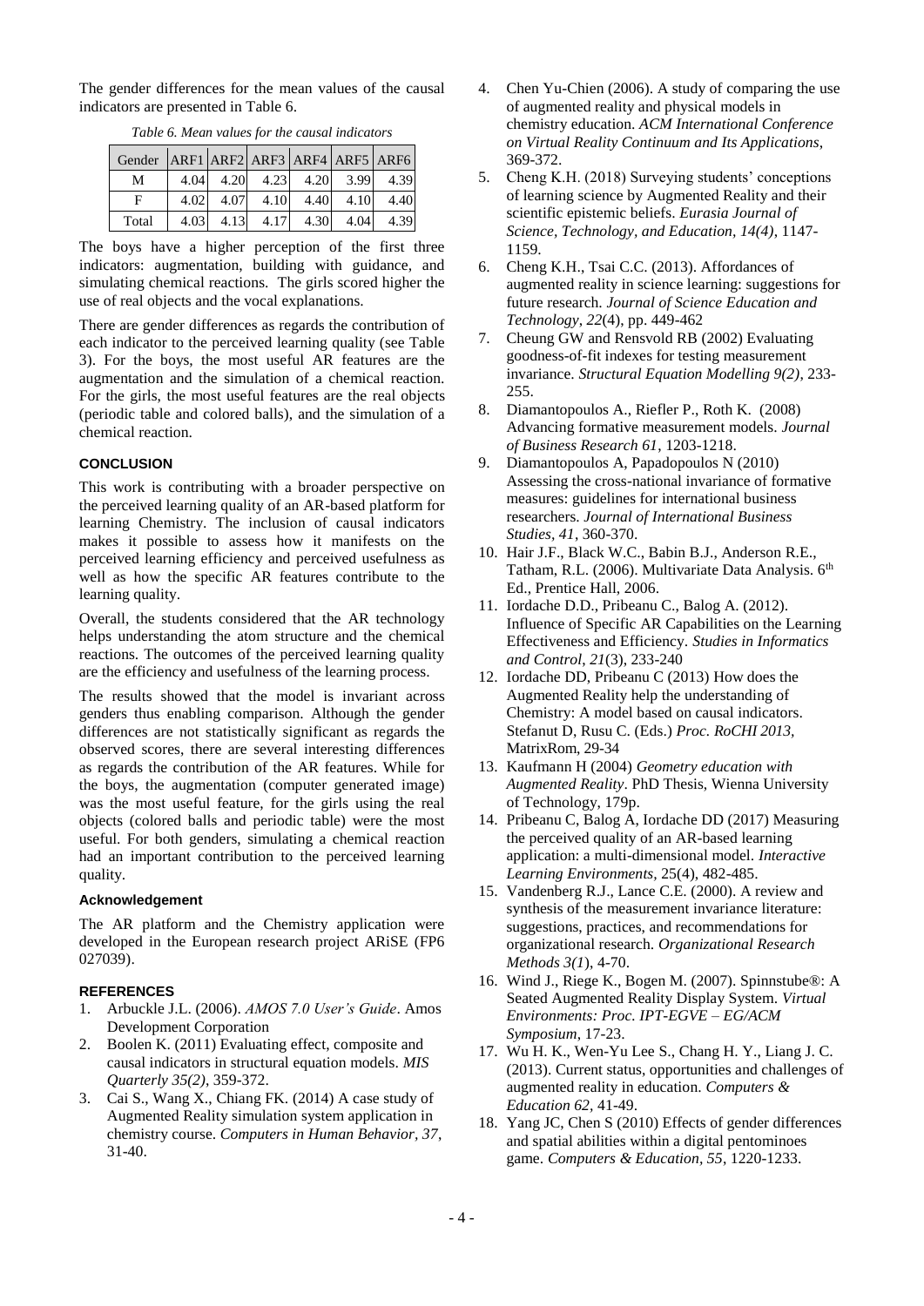The gender differences for the mean values of the causal indicators are presented in Table 6.

*Table 6. Mean values for the causal indicators*

| Gender | ARF1 | ARF2 | ARF3 | ARF4 | ARF5 | ARF6 |
|---|---|---|---|---|---|---|
| M | 4.04 | 4.20 | 4.23 | 4.20 | 3.99 | 4.39 |
| F | 4.02 | 4.07 | 4.10 | 4.40 | 4.10 | 4.40 |
| Total | 4.03 | 4.13 | 4.17 | 4.30 | 4.04 | 4.39 |

The boys have a higher perception of the first three indicators: augmentation, building with guidance, and simulating chemical reactions. The girls scored higher the use of real objects and the vocal explanations.

There are gender differences as regards the contribution of each indicator to the perceived learning quality (see Table 3). For the boys, the most useful AR features are the augmentation and the simulation of a chemical reaction. For the girls, the most useful features are the real objects (periodic table and colored balls), and the simulation of a chemical reaction.

## CONCLUSION

This work is contributing with a broader perspective on the perceived learning quality of an AR-based platform for learning Chemistry. The inclusion of causal indicators makes it possible to assess how it manifests on the perceived learning efficiency and perceived usefulness as well as how the specific AR features contribute to the learning quality.

Overall, the students considered that the AR technology helps understanding the atom structure and the chemical reactions. The outcomes of the perceived learning quality are the efficiency and usefulness of the learning process.

The results showed that the model is invariant across genders thus enabling comparison. Although the gender differences are not statistically significant as regards the observed scores, there are several interesting differences as regards the contribution of the AR features. While for the boys, the augmentation (computer generated image) was the most useful feature, for the girls using the real objects (colored balls and periodic table) were the most useful. For both genders, simulating a chemical reaction had an important contribution to the perceived learning quality.

### Acknowledgement

The AR platform and the Chemistry application were developed in the European research project ARiSE (FP6 027039).

## REFERENCES

1. Arbuckle J.L. (2006). *AMOS 7.0 User's Guide*. Amos Development Corporation
2. Boolen K. (2011) Evaluating effect, composite and causal indicators in structural equation models. *MIS Quarterly 35(2)*, 359-372.
3. Cai S., Wang X., Chiang FK. (2014) A case study of Augmented Reality simulation system application in chemistry course. *Computers in Human Behavior, 37*, 31-40.
4. Chen Yu-Chien (2006). A study of comparing the use of augmented reality and physical models in chemistry education. *ACM International Conference on Virtual Reality Continuum and Its Applications*, 369-372.
5. Cheng K.H. (2018) Surveying students' conceptions of learning science by Augmented Reality and their scientific epistemic beliefs. *Eurasia Journal of Science, Technology, and Education, 14(4)*, 1147-1159.
6. Cheng K.H., Tsai C.C. (2013). Affordances of augmented reality in science learning: suggestions for future research. *Journal of Science Education and Technology*, *22*(4), pp. 449-462
7. Cheung GW and Rensvold RB (2002) Evaluating goodness-of-fit indexes for testing measurement invariance. *Structural Equation Modelling 9(2)*, 233-255.
8. Diamantopoulos A., Riefler P., Roth K. (2008) Advancing formative measurement models. *Journal of Business Research 61*, 1203-1218.
9. Diamantopoulos A, Papadopoulos N (2010) Assessing the cross-national invariance of formative measures: guidelines for international business researchers. *Journal of International Business Studies, 41*, 360-370.
10. Hair J.F., Black W.C., Babin B.J., Anderson R.E., Tatham, R.L. (2006). Multivariate Data Analysis. 6th Ed., Prentice Hall, 2006.
11. Iordache D.D., Pribeanu C., Balog A. (2012). Influence of Specific AR Capabilities on the Learning Effectiveness and Efficiency. *Studies in Informatics and Control*, *21*(3), 233-240
12. Iordache DD, Pribeanu C (2013) How does the Augmented Reality help the understanding of Chemistry: A model based on causal indicators. Stefanut D, Rusu C. (Eds.) *Proc. RoCHI 2013*, MatrixRom, 29-34
13. Kaufmann H (2004) *Geometry education with Augmented Reality*. PhD Thesis, Wienna University of Technology, 179p.
14. Pribeanu C, Balog A, Iordache DD (2017) Measuring the perceived quality of an AR-based learning application: a multi-dimensional model. *Interactive Learning Environments*, 25(4), 482-485.
15. Vandenberg R.J., Lance C.E. (2000). A review and synthesis of the measurement invariance literature: suggestions, practices, and recommendations for organizational research. *Organizational Research Methods 3(1*), 4-70.
16. Wind J., Riege K., Bogen M. (2007). Spinnstube®: A Seated Augmented Reality Display System. *Virtual Environments: Proc. IPT-EGVE – EG/ACM Symposium*, 17-23.
17. Wu H. K., Wen-Yu Lee S., Chang H. Y., Liang J. C. (2013). Current status, opportunities and challenges of augmented reality in education. *Computers & Education 62*, 41-49.
18. Yang JC, Chen S (2010) Effects of gender differences and spatial abilities within a digital pentominoes game. *Computers & Education, 55*, 1220-1233.